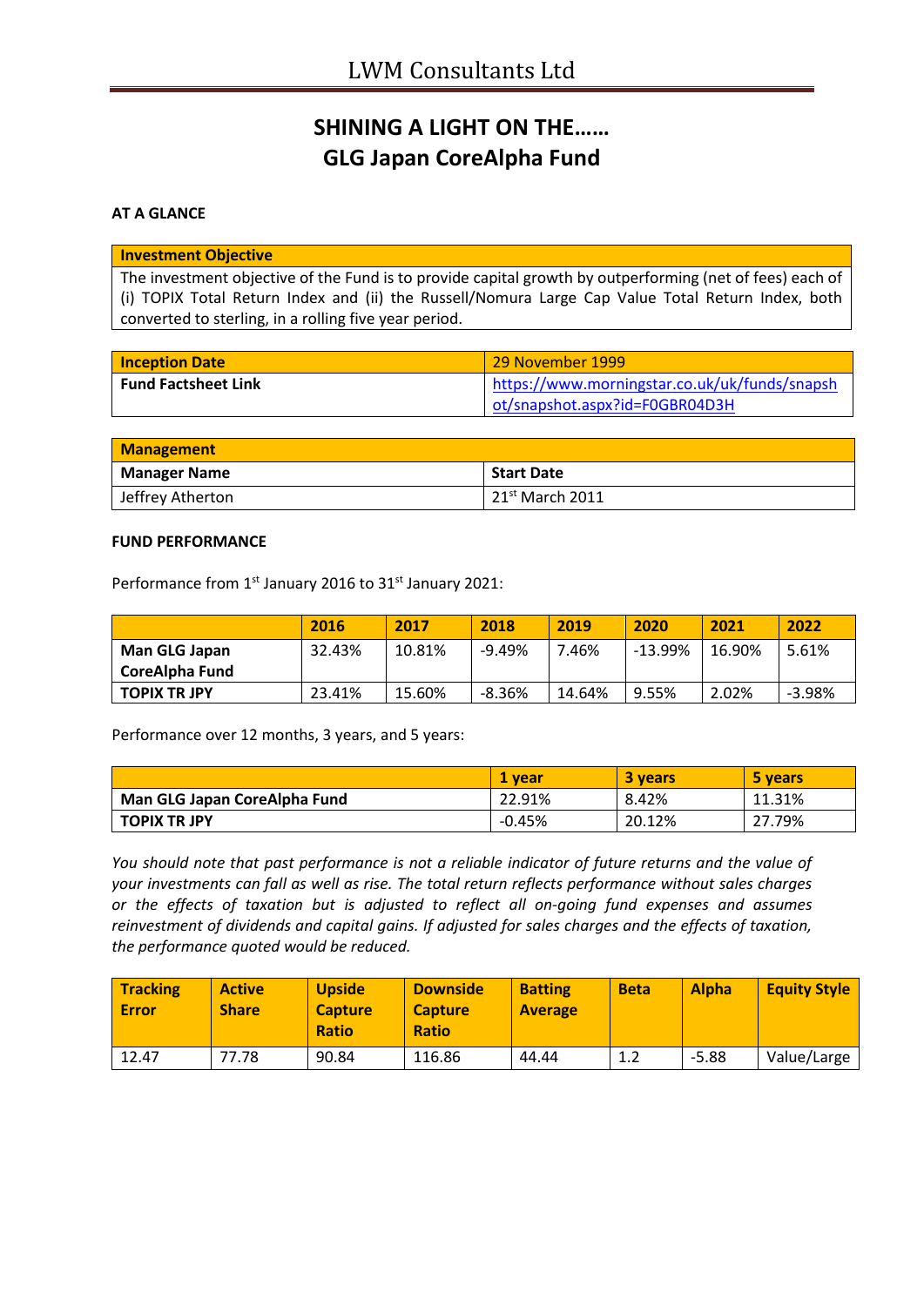# LWM Consultants Ltd

## SHINING A LIGHT ON THE……
## GLG Japan CoreAlpha Fund

**AT A GLANCE**

| Investment Objective |
|---|
| The investment objective of the Fund is to provide capital growth by outperforming (net of fees) each of (i) TOPIX Total Return Index and (ii) the Russell/Nomura Large Cap Value Total Return Index, both converted to sterling, in a rolling five year period. |

| Inception Date | 29 November 1999 |
|---|---|
| **Fund Factsheet Link** | https://www.morningstar.co.uk/uk/funds/snapshot/snapshot.aspx?id=F0GBR04D3H |

| Management | |
|---|---|
| **Manager Name** | **Start Date** |
| Jeffrey Atherton | 21st March 2011 |

**FUND PERFORMANCE**

Performance from 1st January 2016 to 31st January 2021:

| | 2016 | 2017 | 2018 | 2019 | 2020 | 2021 | 2022 |
|---|---|---|---|---|---|---|---|
| **Man GLG Japan CoreAlpha Fund** | 32.43% | 10.81% | -9.49% | 7.46% | -13.99% | 16.90% | 5.61% |
| **TOPIX TR JPY** | 23.41% | 15.60% | -8.36% | 14.64% | 9.55% | 2.02% | -3.98% |

Performance over 12 months, 3 years, and 5 years:

| | 1 year | 3 years | 5 years |
|---|---|---|---|
| **Man GLG Japan CoreAlpha Fund** | 22.91% | 8.42% | 11.31% |
| **TOPIX TR JPY** | -0.45% | 20.12% | 27.79% |

*You should note that past performance is not a reliable indicator of future returns and the value of your investments can fall as well as rise. The total return reflects performance without sales charges or the effects of taxation but is adjusted to reflect all on-going fund expenses and assumes reinvestment of dividends and capital gains. If adjusted for sales charges and the effects of taxation, the performance quoted would be reduced.*

| Tracking Error | Active Share | Upside Capture Ratio | Downside Capture Ratio | Batting Average | Beta | Alpha | Equity Style |
|---|---|---|---|---|---|---|---|
| 12.47 | 77.78 | 90.84 | 116.86 | 44.44 | 1.2 | -5.88 | Value/Large |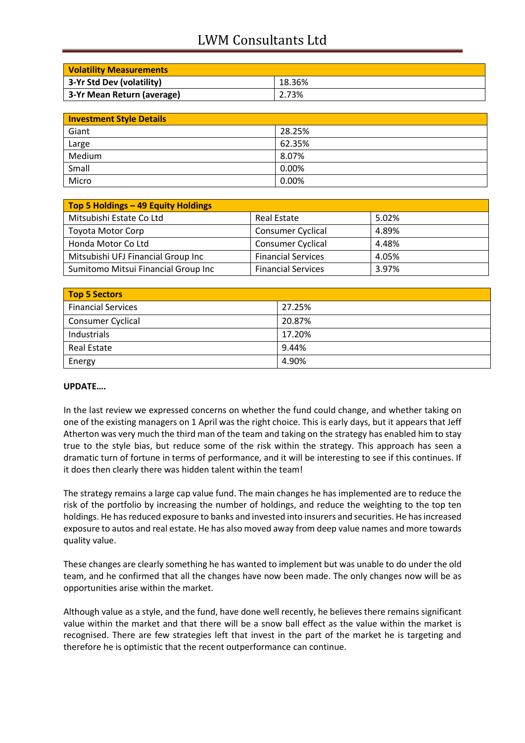| Volatility Measurements | |
|---|---|
| 3-Yr Std Dev (volatility) | 18.36% |
| 3-Yr Mean Return (average) | 2.73% |

| Investment Style Details | |
|---|---|
| Giant | 28.25% |
| Large | 62.35% |
| Medium | 8.07% |
| Small | 0.00% |
| Micro | 0.00% |

| Top 5 Holdings – 49 Equity Holdings | | |
|---|---|---|
| Mitsubishi Estate Co Ltd | Real Estate | 5.02% |
| Toyota Motor Corp | Consumer Cyclical | 4.89% |
| Honda Motor Co Ltd | Consumer Cyclical | 4.48% |
| Mitsubishi UFJ Financial Group Inc | Financial Services | 4.05% |
| Sumitomo Mitsui Financial Group Inc | Financial Services | 3.97% |

| Top 5 Sectors | |
|---|---|
| Financial Services | 27.25% |
| Consumer Cyclical | 20.87% |
| Industrials | 17.20% |
| Real Estate | 9.44% |
| Energy | 4.90% |

**UPDATE….**

In the last review we expressed concerns on whether the fund could change, and whether taking on one of the existing managers on 1 April was the right choice. This is early days, but it appears that Jeff Atherton was very much the third man of the team and taking on the strategy has enabled him to stay true to the style bias, but reduce some of the risk within the strategy. This approach has seen a dramatic turn of fortune in terms of performance, and it will be interesting to see if this continues. If it does then clearly there was hidden talent within the team!

The strategy remains a large cap value fund. The main changes he has implemented are to reduce the risk of the portfolio by increasing the number of holdings, and reduce the weighting to the top ten holdings. He has reduced exposure to banks and invested into insurers and securities. He has increased exposure to autos and real estate. He has also moved away from deep value names and more towards quality value.

These changes are clearly something he has wanted to implement but was unable to do under the old team, and he confirmed that all the changes have now been made. The only changes now will be as opportunities arise within the market.

Although value as a style, and the fund, have done well recently, he believes there remains significant value within the market and that there will be a snow ball effect as the value within the market is recognised. There are few strategies left that invest in the part of the market he is targeting and therefore he is optimistic that the recent outperformance can continue.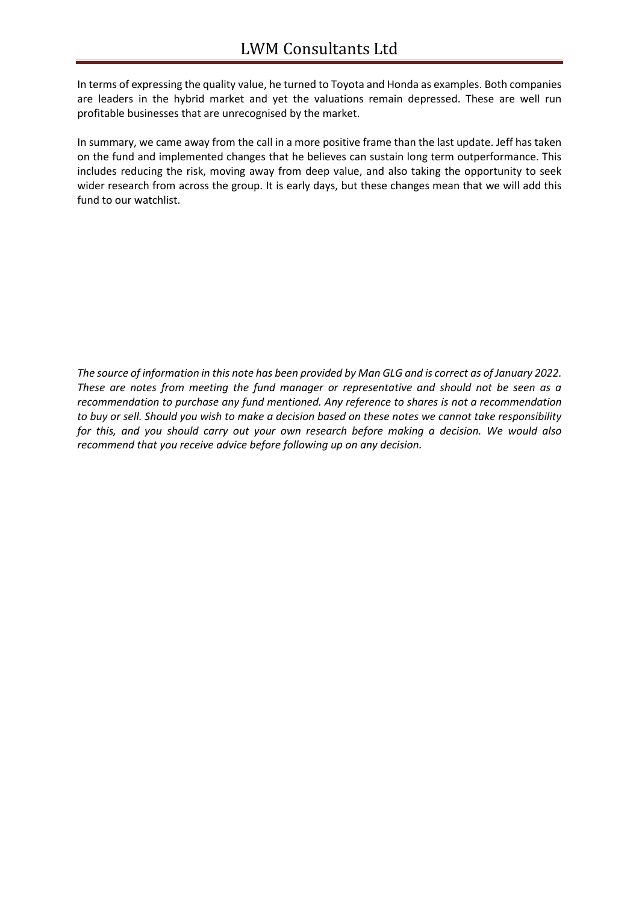In terms of expressing the quality value, he turned to Toyota and Honda as examples. Both companies are leaders in the hybrid market and yet the valuations remain depressed. These are well run profitable businesses that are unrecognised by the market.

In summary, we came away from the call in a more positive frame than the last update. Jeff has taken on the fund and implemented changes that he believes can sustain long term outperformance. This includes reducing the risk, moving away from deep value, and also taking the opportunity to seek wider research from across the group. It is early days, but these changes mean that we will add this fund to our watchlist.

*The source of information in this note has been provided by Man GLG and is correct as of January 2022. These are notes from meeting the fund manager or representative and should not be seen as a recommendation to purchase any fund mentioned. Any reference to shares is not a recommendation to buy or sell. Should you wish to make a decision based on these notes we cannot take responsibility for this, and you should carry out your own research before making a decision. We would also recommend that you receive advice before following up on any decision.*